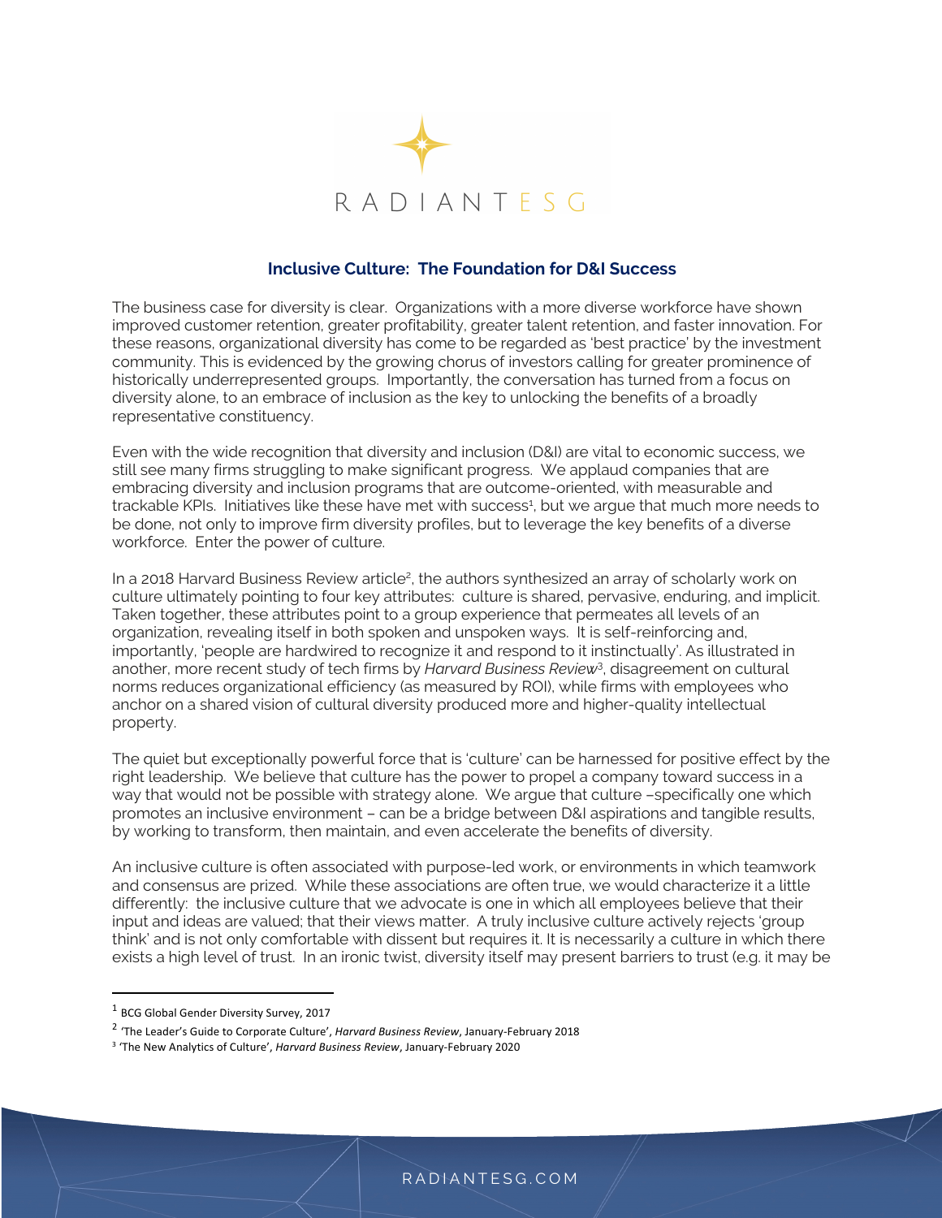# Inclusive Culture: The Foundation for D&I Success

The business case for diversity is clear. Organizations with a more diverse workforce have shown improved customer retention, greater profitability, greater talent retention, and faster innovation. For these reasons, organizational diversity has come to be regarded as 'best practice' by the investment community. This is evidenced by the growing chorus of investors calling for greater prominence of historically underrepresented groups. Importantly, the conversation has turned from a focus on diversity alone, to an embrace of inclusion as the key to unlocking the benefits of a broadly representative constituency.

Even with the wide recognition that diversity and inclusion (D&I) are vital to economic success, we still see many firms struggling to make significant progress. We applaud companies that are embracing diversity and inclusion programs that are outcome-oriented, with measurable and trackable KPIs. Initiatives like these have met with success[1], but we argue that much more needs to be done, not only to improve firm diversity profiles, but to leverage the key benefits of a diverse workforce. Enter the power of culture.

In a 2018 Harvard Business Review article[2], the authors synthesized an array of scholarly work on culture ultimately pointing to four key attributes: culture is shared, pervasive, enduring, and implicit. Taken together, these attributes point to a group experience that permeates all levels of an organization, revealing itself in both spoken and unspoken ways. It is self-reinforcing and, importantly, 'people are hardwired to recognize it and respond to it instinctually'. As illustrated in another, more recent study of tech firms by *Harvard Business Review*[3], disagreement on cultural norms reduces organizational efficiency (as measured by ROI), while firms with employees who anchor on a shared vision of cultural diversity produced more and higher-quality intellectual property.

The quiet but exceptionally powerful force that is 'culture' can be harnessed for positive effect by the right leadership. We believe that culture has the power to propel a company toward success in a way that would not be possible with strategy alone. We argue that culture –specifically one which promotes an inclusive environment – can be a bridge between D&I aspirations and tangible results, by working to transform, then maintain, and even accelerate the benefits of diversity.

An inclusive culture is often associated with purpose-led work, or environments in which teamwork and consensus are prized. While these associations are often true, we would characterize it a little differently: the inclusive culture that we advocate is one in which all employees believe that their input and ideas are valued; that their views matter. A truly inclusive culture actively rejects 'group think' and is not only comfortable with dissent but requires it. It is necessarily a culture in which there exists a high level of trust. In an ironic twist, diversity itself may present barriers to trust (e.g. it may be

[1] BCG Global Gender Diversity Survey, 2017

[2] 'The Leader's Guide to Corporate Culture', *Harvard Business Review*, January-February 2018

[3] 'The New Analytics of Culture', *Harvard Business Review*, January-February 2020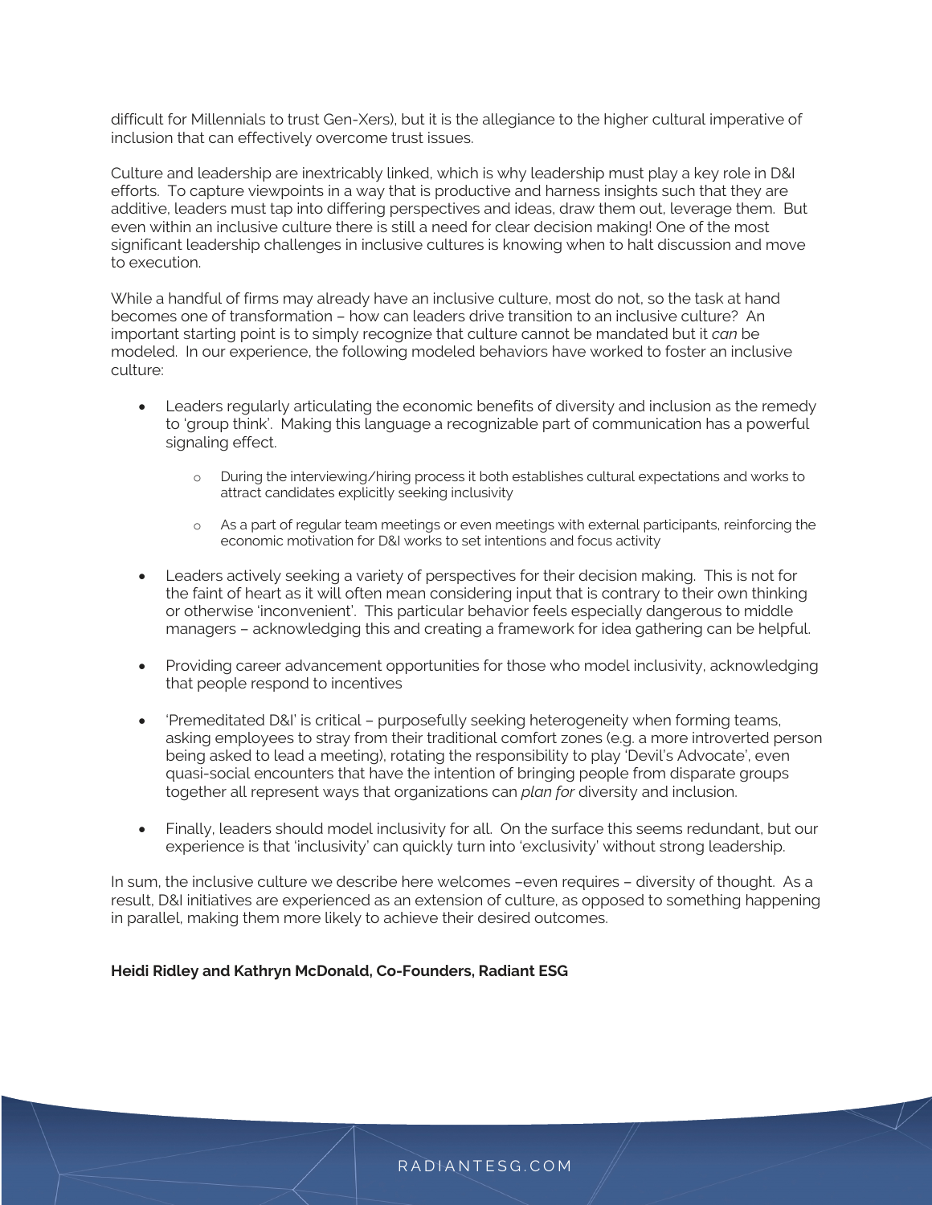difficult for Millennials to trust Gen-Xers), but it is the allegiance to the higher cultural imperative of inclusion that can effectively overcome trust issues.

Culture and leadership are inextricably linked, which is why leadership must play a key role in D&I efforts. To capture viewpoints in a way that is productive and harness insights such that they are additive, leaders must tap into differing perspectives and ideas, draw them out, leverage them. But even within an inclusive culture there is still a need for clear decision making! One of the most significant leadership challenges in inclusive cultures is knowing when to halt discussion and move to execution.

While a handful of firms may already have an inclusive culture, most do not, so the task at hand becomes one of transformation – how can leaders drive transition to an inclusive culture? An important starting point is to simply recognize that culture cannot be mandated but it *can* be modeled. In our experience, the following modeled behaviors have worked to foster an inclusive culture:

- Leaders regularly articulating the economic benefits of diversity and inclusion as the remedy to 'group think'. Making this language a recognizable part of communication has a powerful signaling effect.
    - During the interviewing/hiring process it both establishes cultural expectations and works to attract candidates explicitly seeking inclusivity
    - As a part of regular team meetings or even meetings with external participants, reinforcing the economic motivation for D&I works to set intentions and focus activity
- Leaders actively seeking a variety of perspectives for their decision making. This is not for the faint of heart as it will often mean considering input that is contrary to their own thinking or otherwise 'inconvenient'. This particular behavior feels especially dangerous to middle managers – acknowledging this and creating a framework for idea gathering can be helpful.
- Providing career advancement opportunities for those who model inclusivity, acknowledging that people respond to incentives
- 'Premeditated D&I' is critical – purposefully seeking heterogeneity when forming teams, asking employees to stray from their traditional comfort zones (e.g. a more introverted person being asked to lead a meeting), rotating the responsibility to play 'Devil's Advocate', even quasi-social encounters that have the intention of bringing people from disparate groups together all represent ways that organizations can *plan for* diversity and inclusion.
- Finally, leaders should model inclusivity for all. On the surface this seems redundant, but our experience is that 'inclusivity' can quickly turn into 'exclusivity' without strong leadership.

In sum, the inclusive culture we describe here welcomes –even requires – diversity of thought. As a result, D&I initiatives are experienced as an extension of culture, as opposed to something happening in parallel, making them more likely to achieve their desired outcomes.

**Heidi Ridley and Kathryn McDonald, Co-Founders, Radiant ESG**